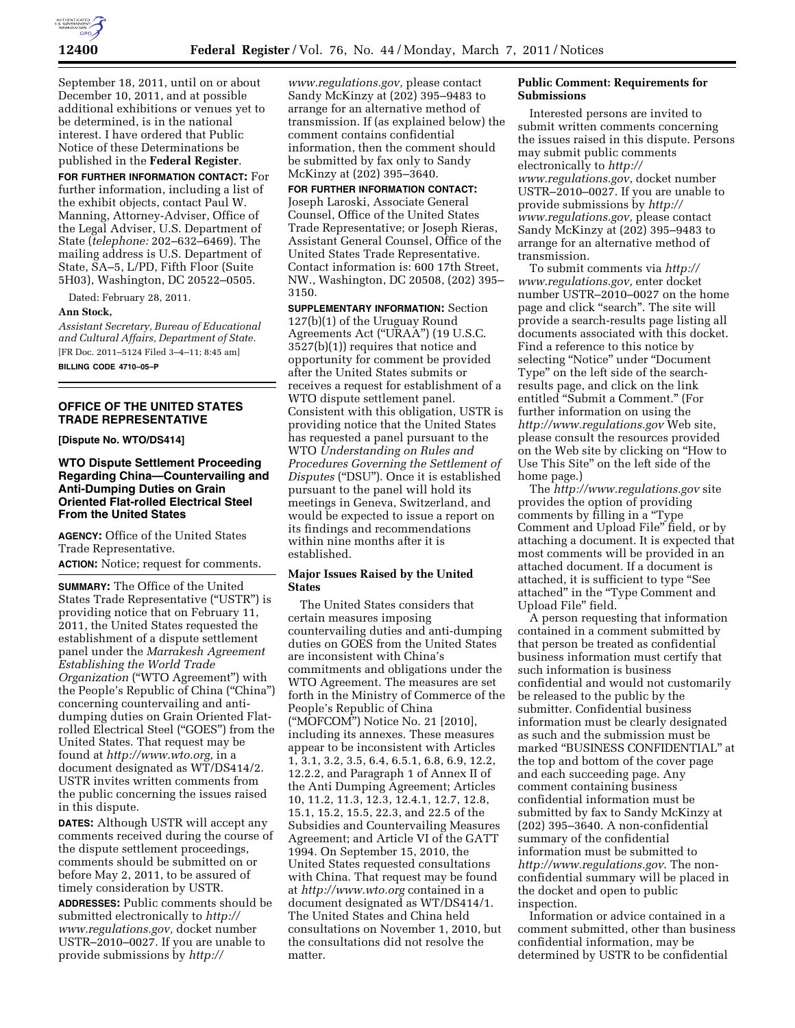September 18, 2011, until on or about December 10, 2011, and at possible additional exhibitions or venues yet to be determined, is in the national interest. I have ordered that Public Notice of these Determinations be published in the **Federal Register**.

**FOR FURTHER INFORMATION CONTACT:** For further information, including a list of the exhibit objects, contact Paul W. Manning, Attorney-Adviser, Office of the Legal Adviser, U.S. Department of State (*telephone:* 202–632–6469). The mailing address is U.S. Department of State, SA–5, L/PD, Fifth Floor (Suite 5H03), Washington, DC 20522–0505.

Dated: February 28, 2011.

**Ann Stock,**

*Assistant Secretary, Bureau of Educational and Cultural Affairs, Department of State.*

[FR Doc. 2011–5124 Filed 3–4–11; 8:45 am]

**BILLING CODE 4710–05–P**

## OFFICE OF THE UNITED STATES TRADE REPRESENTATIVE

**[Dispute No. WTO/DS414]**

### WTO Dispute Settlement Proceeding Regarding China—Countervailing and Anti-Dumping Duties on Grain Oriented Flat-rolled Electrical Steel From the United States

**AGENCY:** Office of the United States Trade Representative.

**ACTION:** Notice; request for comments.

**SUMMARY:** The Office of the United States Trade Representative ("USTR") is providing notice that on February 11, 2011, the United States requested the establishment of a dispute settlement panel under the *Marrakesh Agreement Establishing the World Trade Organization* ("WTO Agreement") with the People's Republic of China ("China") concerning countervailing and anti-dumping duties on Grain Oriented Flat-rolled Electrical Steel ("GOES") from the United States. That request may be found at *http://www.wto.org,* in a document designated as WT/DS414/2. USTR invites written comments from the public concerning the issues raised in this dispute.

**DATES:** Although USTR will accept any comments received during the course of the dispute settlement proceedings, comments should be submitted on or before May 2, 2011, to be assured of timely consideration by USTR.

**ADDRESSES:** Public comments should be submitted electronically to *http://www.regulations.gov,* docket number USTR–2010–0027. If you are unable to provide submissions by *http://www.regulations.gov,* please contact Sandy McKinzy at (202) 395–9483 to arrange for an alternative method of transmission. If (as explained below) the comment contains confidential information, then the comment should be submitted by fax only to Sandy McKinzy at (202) 395–3640.

**FOR FURTHER INFORMATION CONTACT:** Joseph Laroski, Associate General Counsel, Office of the United States Trade Representative; or Joseph Rieras, Assistant General Counsel, Office of the United States Trade Representative. Contact information is: 600 17th Street, NW., Washington, DC 20508, (202) 395–3150.

**SUPPLEMENTARY INFORMATION:** Section 127(b)(1) of the Uruguay Round Agreements Act ("URAA") (19 U.S.C. 3527(b)(1)) requires that notice and opportunity for comment be provided after the United States submits or receives a request for establishment of a WTO dispute settlement panel. Consistent with this obligation, USTR is providing notice that the United States has requested a panel pursuant to the WTO *Understanding on Rules and Procedures Governing the Settlement of Disputes* ("DSU"). Once it is established pursuant to the panel will hold its meetings in Geneva, Switzerland, and would be expected to issue a report on its findings and recommendations within nine months after it is established.

#### Major Issues Raised by the United States

The United States considers that certain measures imposing countervailing duties and anti-dumping duties on GOES from the United States are inconsistent with China's commitments and obligations under the WTO Agreement. The measures are set forth in the Ministry of Commerce of the People's Republic of China ("MOFCOM") Notice No. 21 [2010], including its annexes. These measures appear to be inconsistent with Articles 1, 3.1, 3.2, 3.5, 6.4, 6.5.1, 6.8, 6.9, 12.2, 12.2.2, and Paragraph 1 of Annex II of the Anti Dumping Agreement; Articles 10, 11.2, 11.3, 12.3, 12.4.1, 12.7, 12.8, 15.1, 15.2, 15.5, 22.3, and 22.5 of the Subsidies and Countervailing Measures Agreement; and Article VI of the GATT 1994. On September 15, 2010, the United States requested consultations with China. That request may be found at *http://www.wto.org* contained in a document designated as WT/DS414/1. The United States and China held consultations on November 1, 2010, but the consultations did not resolve the matter.

#### Public Comment: Requirements for Submissions

Interested persons are invited to submit written comments concerning the issues raised in this dispute. Persons may submit public comments electronically to *http://www.regulations.gov*, docket number USTR–2010–0027. If you are unable to provide submissions by *http://www.regulations.gov,* please contact Sandy McKinzy at (202) 395–9483 to arrange for an alternative method of transmission.

To submit comments via *http://www.regulations.gov,* enter docket number USTR–2010–0027 on the home page and click "search". The site will provide a search-results page listing all documents associated with this docket. Find a reference to this notice by selecting "Notice" under "Document Type" on the left side of the search-results page, and click on the link entitled "Submit a Comment." (For further information on using the *http://www.regulations.gov* Web site, please consult the resources provided on the Web site by clicking on "How to Use This Site" on the left side of the home page.)

The *http://www.regulations.gov* site provides the option of providing comments by filling in a "Type Comment and Upload File" field, or by attaching a document. It is expected that most comments will be provided in an attached document. If a document is attached, it is sufficient to type "See attached" in the "Type Comment and Upload File" field.

A person requesting that information contained in a comment submitted by that person be treated as confidential business information must certify that such information is business confidential and would not customarily be released to the public by the submitter. Confidential business information must be clearly designated as such and the submission must be marked "BUSINESS CONFIDENTIAL" at the top and bottom of the cover page and each succeeding page. Any comment containing business confidential information must be submitted by fax to Sandy McKinzy at (202) 395–3640. A non-confidential summary of the confidential information must be submitted to *http://www.regulations.gov*. The non-confidential summary will be placed in the docket and open to public inspection.

Information or advice contained in a comment submitted, other than business confidential information, may be determined by USTR to be confidential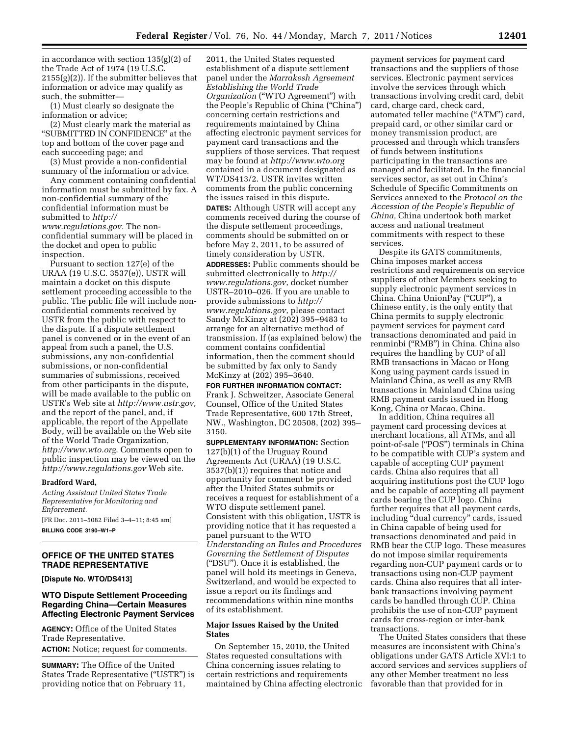in accordance with section 135(g)(2) of the Trade Act of 1974 (19 U.S.C. 2155(g)(2)). If the submitter believes that information or advice may qualify as such, the submitter—

(1) Must clearly so designate the information or advice;

(2) Must clearly mark the material as "SUBMITTED IN CONFIDENCE" at the top and bottom of the cover page and each succeeding page; and

(3) Must provide a non-confidential summary of the information or advice.

Any comment containing confidential information must be submitted by fax. A non-confidential summary of the confidential information must be submitted to *http://www.regulations.gov*. The non-confidential summary will be placed in the docket and open to public inspection.

Pursuant to section 127(e) of the URAA (19 U.S.C. 3537(e)), USTR will maintain a docket on this dispute settlement proceeding accessible to the public. The public file will include non-confidential comments received by USTR from the public with respect to the dispute. If a dispute settlement panel is convened or in the event of an appeal from such a panel, the U.S. submissions, any non-confidential submissions, or non-confidential summaries of submissions, received from other participants in the dispute, will be made available to the public on USTR's Web site at *http://www.ustr.gov,* and the report of the panel, and, if applicable, the report of the Appellate Body, will be available on the Web site of the World Trade Organization, *http://www.wto.org*. Comments open to public inspection may be viewed on the *http://www.regulations.gov* Web site.

**Bradford Ward,**

*Acting Assistant United States Trade Representative for Monitoring and Enforcement.*

[FR Doc. 2011–5082 Filed 3–4–11; 8:45 am]

**BILLING CODE 3190–W1–P**

## OFFICE OF THE UNITED STATES TRADE REPRESENTATIVE

**[Dispute No. WTO/DS413]**

### WTO Dispute Settlement Proceeding Regarding China—Certain Measures Affecting Electronic Payment Services

**AGENCY:** Office of the United States Trade Representative.

**ACTION:** Notice; request for comments.

**SUMMARY:** The Office of the United States Trade Representative ("USTR") is providing notice that on February 11, 2011, the United States requested establishment of a dispute settlement panel under the *Marrakesh Agreement Establishing the World Trade Organization* ("WTO Agreement") with the People's Republic of China ("China") concerning certain restrictions and requirements maintained by China affecting electronic payment services for payment card transactions and the suppliers of those services. That request may be found at *http://www.wto.org* contained in a document designated as WT/DS413/2. USTR invites written comments from the public concerning the issues raised in this dispute.

**DATES:** Although USTR will accept any comments received during the course of the dispute settlement proceedings, comments should be submitted on or before May 2, 2011, to be assured of timely consideration by USTR.

**ADDRESSES:** Public comments should be submitted electronically to *http://www.regulations.gov*, docket number USTR–2010–026. If you are unable to provide submissions to *http://www.regulations.gov*, please contact Sandy McKinzy at (202) 395–9483 to arrange for an alternative method of transmission. If (as explained below) the comment contains confidential information, then the comment should be submitted by fax only to Sandy McKinzy at (202) 395–3640.

**FOR FURTHER INFORMATION CONTACT:** Frank J. Schweitzer, Associate General Counsel, Office of the United States Trade Representative, 600 17th Street, NW., Washington, DC 20508, (202) 395–3150.

**SUPPLEMENTARY INFORMATION:** Section 127(b)(1) of the Uruguay Round Agreements Act (URAA) (19 U.S.C. 3537(b)(1)) requires that notice and opportunity for comment be provided after the United States submits or receives a request for establishment of a WTO dispute settlement panel. Consistent with this obligation, USTR is providing notice that it has requested a panel pursuant to the WTO *Understanding on Rules and Procedures Governing the Settlement of Disputes* ("DSU"). Once it is established, the panel will hold its meetings in Geneva, Switzerland, and would be expected to issue a report on its findings and recommendations within nine months of its establishment.

#### Major Issues Raised by the United States

On September 15, 2010, the United States requested consultations with China concerning issues relating to certain restrictions and requirements maintained by China affecting electronic payment services for payment card transactions and the suppliers of those services. Electronic payment services involve the services through which transactions involving credit card, debit card, charge card, check card, automated teller machine ("ATM") card, prepaid card, or other similar card or money transmission product, are processed and through which transfers of funds between institutions participating in the transactions are managed and facilitated. In the financial services sector, as set out in China's Schedule of Specific Commitments on Services annexed to the *Protocol on the Accession of the People's Republic of China,* China undertook both market access and national treatment commitments with respect to these services.

Despite its GATS commitments, China imposes market access restrictions and requirements on service suppliers of other Members seeking to supply electronic payment services in China. China UnionPay ("CUP"), a Chinese entity, is the only entity that China permits to supply electronic payment services for payment card transactions denominated and paid in renminbi ("RMB") in China. China also requires the handling by CUP of all RMB transactions in Macao or Hong Kong using payment cards issued in Mainland China, as well as any RMB transactions in Mainland China using RMB payment cards issued in Hong Kong, China or Macao, China.

In addition, China requires all payment card processing devices at merchant locations, all ATMs, and all point-of-sale ("POS") terminals in China to be compatible with CUP's system and capable of accepting CUP payment cards. China also requires that all acquiring institutions post the CUP logo and be capable of accepting all payment cards bearing the CUP logo. China further requires that all payment cards, including "dual currency" cards, issued in China capable of being used for transactions denominated and paid in RMB bear the CUP logo. These measures do not impose similar requirements regarding non-CUP payment cards or to transactions using non-CUP payment cards. China also requires that all inter-bank transactions involving payment cards be handled through CUP. China prohibits the use of non-CUP payment cards for cross-region or inter-bank transactions.

The United States considers that these measures are inconsistent with China's obligations under GATS Article XVI:1 to accord services and services suppliers of any other Member treatment no less favorable than that provided for in